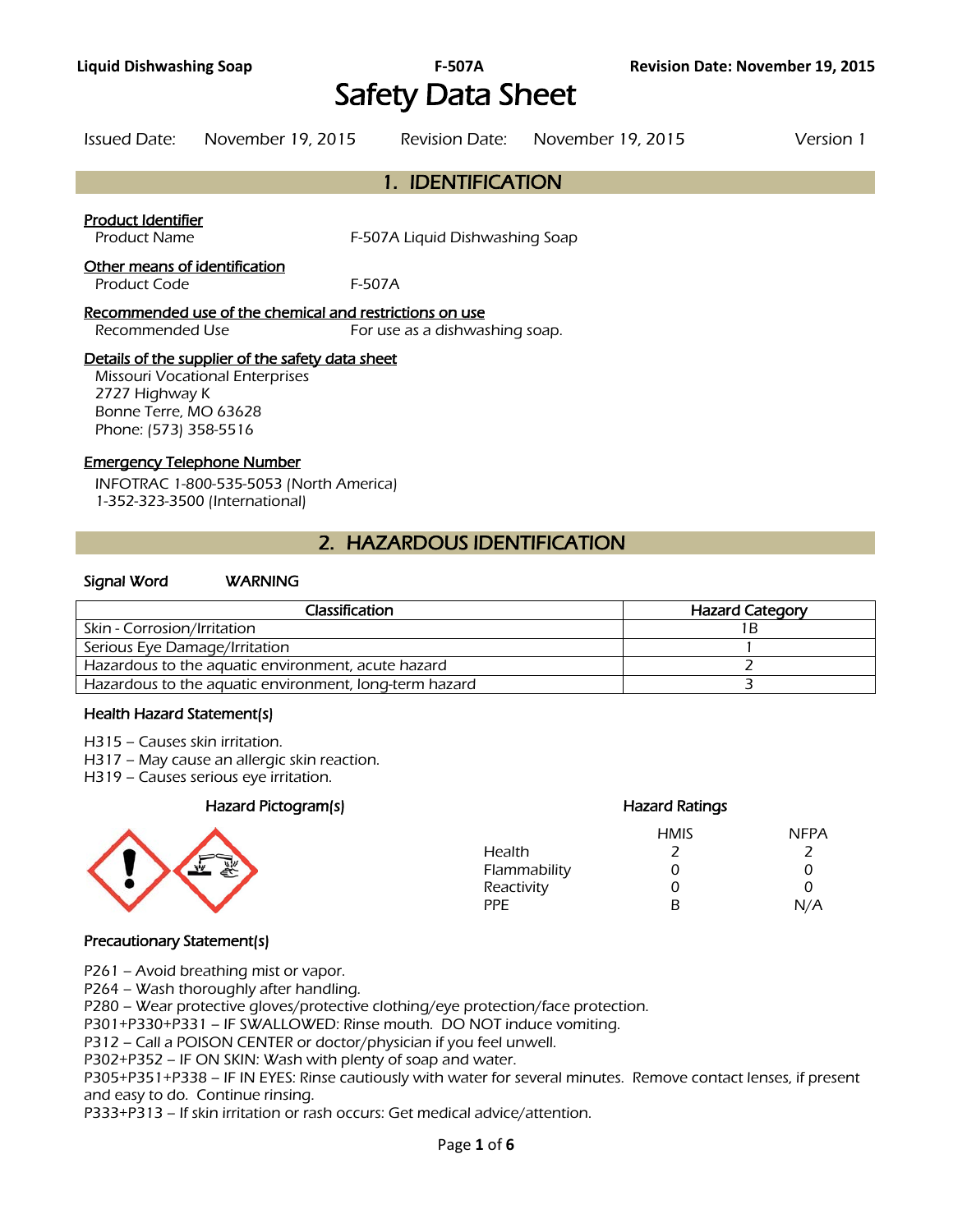# Safety Data Sheet

Issued Date: November 19, 2015 Revision Date: November 19, 2015 Version 1

## 1. IDENTIFICATION

**Product Identifier**

Product Name F-507A Liquid Dishwashing Soap

**Other means of identification**

Product Code F-507A

**Recommended use of the chemical and restrictions on use**

Recommended Use For use as a dishwashing soap.

**Details of the supplier of the safety data sheet**

Missouri Vocational Enterprises
2727 Highway K
Bonne Terre, MO 63628
Phone: (573) 358-5516

**Emergency Telephone Number**

INFOTRAC 1-800-535-5053 (North America)
1-352-323-3500 (International)

## 2. HAZARDOUS IDENTIFICATION

**Signal Word** WARNING

| Classification | Hazard Category |
|---|---|
| Skin - Corrosion/Irritation | 1B |
| Serious Eye Damage/Irritation | 1 |
| Hazardous to the aquatic environment, acute hazard | 2 |
| Hazardous to the aquatic environment, long-term hazard | 3 |

**Health Hazard Statement(s)**

H315 – Causes skin irritation.
H317 – May cause an allergic skin reaction.
H319 – Causes serious eye irritation.

**Hazard Pictogram(s)**

**Hazard Ratings**

| | HMIS | NFPA |
|---|---|---|
| Health | 2 | 2 |
| Flammability | 0 | 0 |
| Reactivity | 0 | 0 |
| PPE | B | N/A |

**Precautionary Statement(s)**

P261 – Avoid breathing mist or vapor.
P264 – Wash thoroughly after handling.
P280 – Wear protective gloves/protective clothing/eye protection/face protection.
P301+P330+P331 – IF SWALLOWED: Rinse mouth. DO NOT induce vomiting.
P312 – Call a POISON CENTER or doctor/physician if you feel unwell.
P302+P352 – IF ON SKIN: Wash with plenty of soap and water.
P305+P351+P338 – IF IN EYES: Rinse cautiously with water for several minutes. Remove contact lenses, if present and easy to do. Continue rinsing.
P333+P313 – If skin irritation or rash occurs: Get medical advice/attention.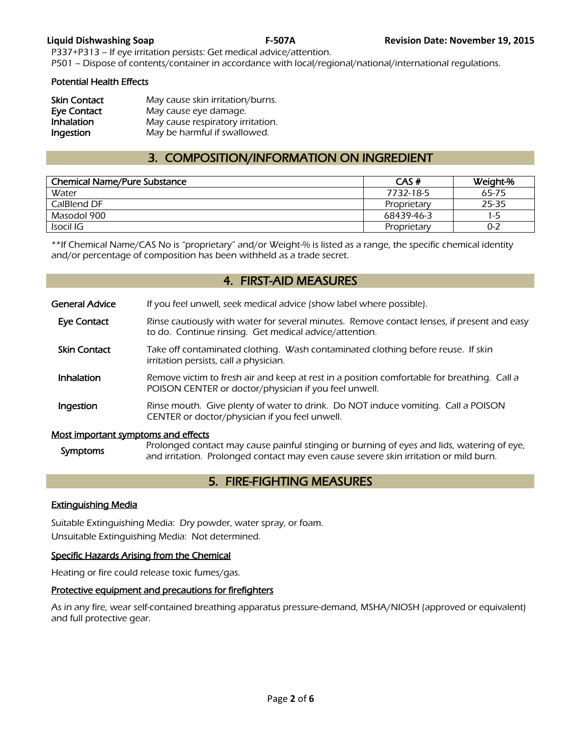P337+P313 – If eye irritation persists: Get medical advice/attention.
P501 – Dispose of contents/container in accordance with local/regional/national/international regulations.

### Potential Health Effects

**Skin Contact** May cause skin irritation/burns.
**Eye Contact** May cause eye damage.
**Inhalation** May cause respiratory irritation.
**Ingestion** May be harmful if swallowed.

## 3. COMPOSITION/INFORMATION ON INGREDIENT

| Chemical Name/Pure Substance | CAS # | Weight-% |
|---|---|---|
| Water | 7732-18-5 | 65-75 |
| CalBlend DF | Proprietary | 25-35 |
| Masodol 900 | 68439-46-3 | 1-5 |
| Isocil IG | Proprietary | 0-2 |

**If Chemical Name/CAS No is "proprietary" and/or Weight-% is listed as a range, the specific chemical identity and/or percentage of composition has been withheld as a trade secret.

## 4. FIRST-AID MEASURES

**General Advice** If you feel unwell, seek medical advice (show label where possible).

**Eye Contact** Rinse cautiously with water for several minutes. Remove contact lenses, if present and easy to do. Continue rinsing. Get medical advice/attention.

**Skin Contact** Take off contaminated clothing. Wash contaminated clothing before reuse. If skin irritation persists, call a physician.

**Inhalation** Remove victim to fresh air and keep at rest in a position comfortable for breathing. Call a POISON CENTER or doctor/physician if you feel unwell.

**Ingestion** Rinse mouth. Give plenty of water to drink. Do NOT induce vomiting. Call a POISON CENTER or doctor/physician if you feel unwell.

### Most important symptoms and effects

**Symptoms** Prolonged contact may cause painful stinging or burning of eyes and lids, watering of eye, and irritation. Prolonged contact may even cause severe skin irritation or mild burn.

## 5. FIRE-FIGHTING MEASURES

### Extinguishing Media

Suitable Extinguishing Media: Dry powder, water spray, or foam.
Unsuitable Extinguishing Media: Not determined.

### Specific Hazards Arising from the Chemical

Heating or fire could release toxic fumes/gas.

### Protective equipment and precautions for firefighters

As in any fire, wear self-contained breathing apparatus pressure-demand, MSHA/NIOSH (approved or equivalent) and full protective gear.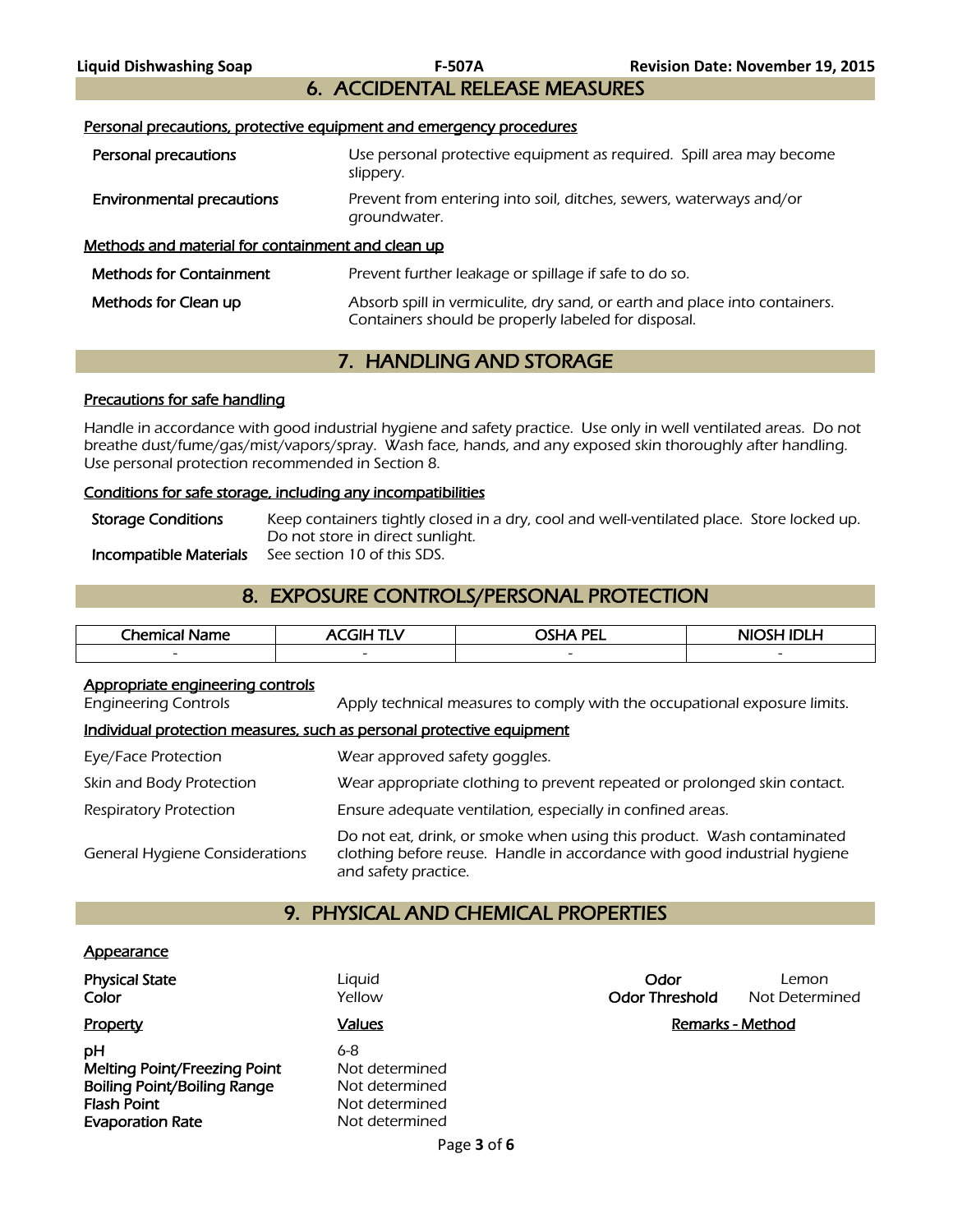## 6. ACCIDENTAL RELEASE MEASURES

### Personal precautions, protective equipment and emergency procedures

**Personal precautions** Use personal protective equipment as required. Spill area may become slippery.

**Environmental precautions** Prevent from entering into soil, ditches, sewers, waterways and/or groundwater.

### Methods and material for containment and clean up

**Methods for Containment** Prevent further leakage or spillage if safe to do so.

**Methods for Clean up** Absorb spill in vermiculite, dry sand, or earth and place into containers. Containers should be properly labeled for disposal.

## 7. HANDLING AND STORAGE

### Precautions for safe handling

Handle in accordance with good industrial hygiene and safety practice. Use only in well ventilated areas. Do not breathe dust/fume/gas/mist/vapors/spray. Wash face, hands, and any exposed skin thoroughly after handling. Use personal protection recommended in Section 8.

### Conditions for safe storage, including any incompatibilities

**Storage Conditions** Keep containers tightly closed in a dry, cool and well-ventilated place. Store locked up. Do not store in direct sunlight.

**Incompatible Materials** See section 10 of this SDS.

## 8. EXPOSURE CONTROLS/PERSONAL PROTECTION

| Chemical Name | ACGIH TLV | OSHA PEL | NIOSH IDLH |
|---|---|---|---|
| - | - | - | - |

### Appropriate engineering controls

Engineering Controls Apply technical measures to comply with the occupational exposure limits.

### Individual protection measures, such as personal protective equipment

Eye/Face Protection Wear approved safety goggles.

Skin and Body Protection Wear appropriate clothing to prevent repeated or prolonged skin contact.

Respiratory Protection Ensure adequate ventilation, especially in confined areas.

General Hygiene Considerations Do not eat, drink, or smoke when using this product. Wash contaminated clothing before reuse. Handle in accordance with good industrial hygiene and safety practice.

## 9. PHYSICAL AND CHEMICAL PROPERTIES

### Appearance

**Physical State** Liquid

**Color** Yellow

**Odor** Lemon

**Odor Threshold** Not Determined

| Property | Values | Remarks - Method |
|---|---|---|
| **pH** | 6-8 | |
| **Melting Point/Freezing Point** | Not determined | |
| **Boiling Point/Boiling Range** | Not determined | |
| **Flash Point** | Not determined | |
| **Evaporation Rate** | Not determined | |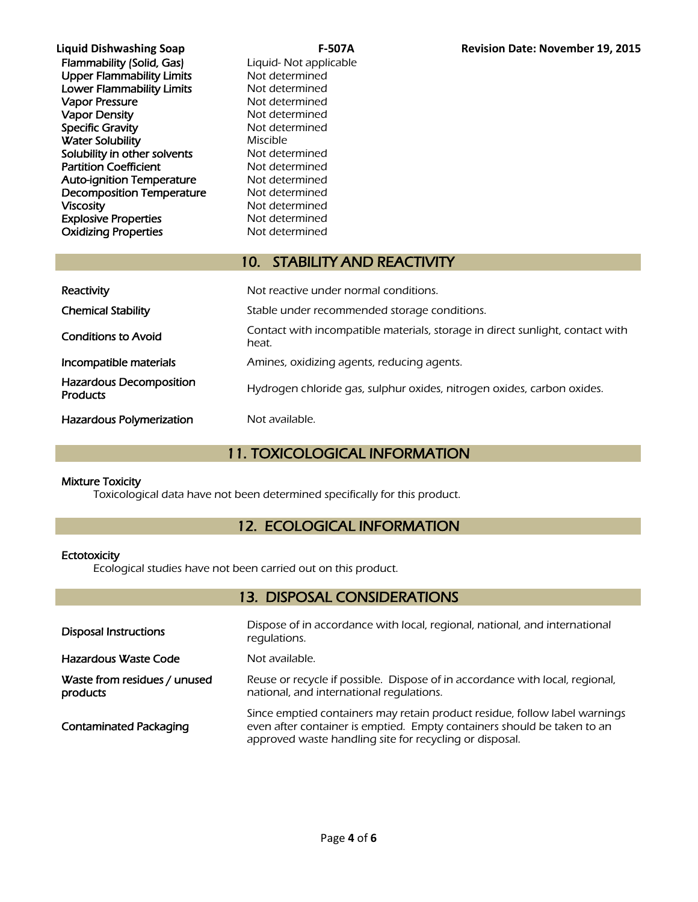| | |
|---|---|
| Flammability (Solid, Gas) | Liquid- Not applicable |
| Upper Flammability Limits | Not determined |
| Lower Flammability Limits | Not determined |
| Vapor Pressure | Not determined |
| Vapor Density | Not determined |
| Specific Gravity | Not determined |
| Water Solubility | Miscible |
| Solubility in other solvents | Not determined |
| Partition Coefficient | Not determined |
| Auto-ignition Temperature | Not determined |
| Decomposition Temperature | Not determined |
| Viscosity | Not determined |
| Explosive Properties | Not determined |
| Oxidizing Properties | Not determined |

## 10. STABILITY AND REACTIVITY

| | |
|---|---|
| Reactivity | Not reactive under normal conditions. |
| Chemical Stability | Stable under recommended storage conditions. |
| Conditions to Avoid | Contact with incompatible materials, storage in direct sunlight, contact with heat. |
| Incompatible materials | Amines, oxidizing agents, reducing agents. |
| Hazardous Decomposition Products | Hydrogen chloride gas, sulphur oxides, nitrogen oxides, carbon oxides. |
| Hazardous Polymerization | Not available. |

## 11. TOXICOLOGICAL INFORMATION

**Mixture Toxicity**

*Toxicological data have not been determined specifically for this product.*

## 12. ECOLOGICAL INFORMATION

**Ectotoxicity**

*Ecological studies have not been carried out on this product.*

## 13. DISPOSAL CONSIDERATIONS

| | |
|---|---|
| Disposal Instructions | Dispose of in accordance with local, regional, national, and international regulations. |
| Hazardous Waste Code | Not available. |
| Waste from residues / unused products | Reuse or recycle if possible. Dispose of in accordance with local, regional, national, and international regulations. |
| Contaminated Packaging | Since emptied containers may retain product residue, follow label warnings even after container is emptied. Empty containers should be taken to an approved waste handling site for recycling or disposal. |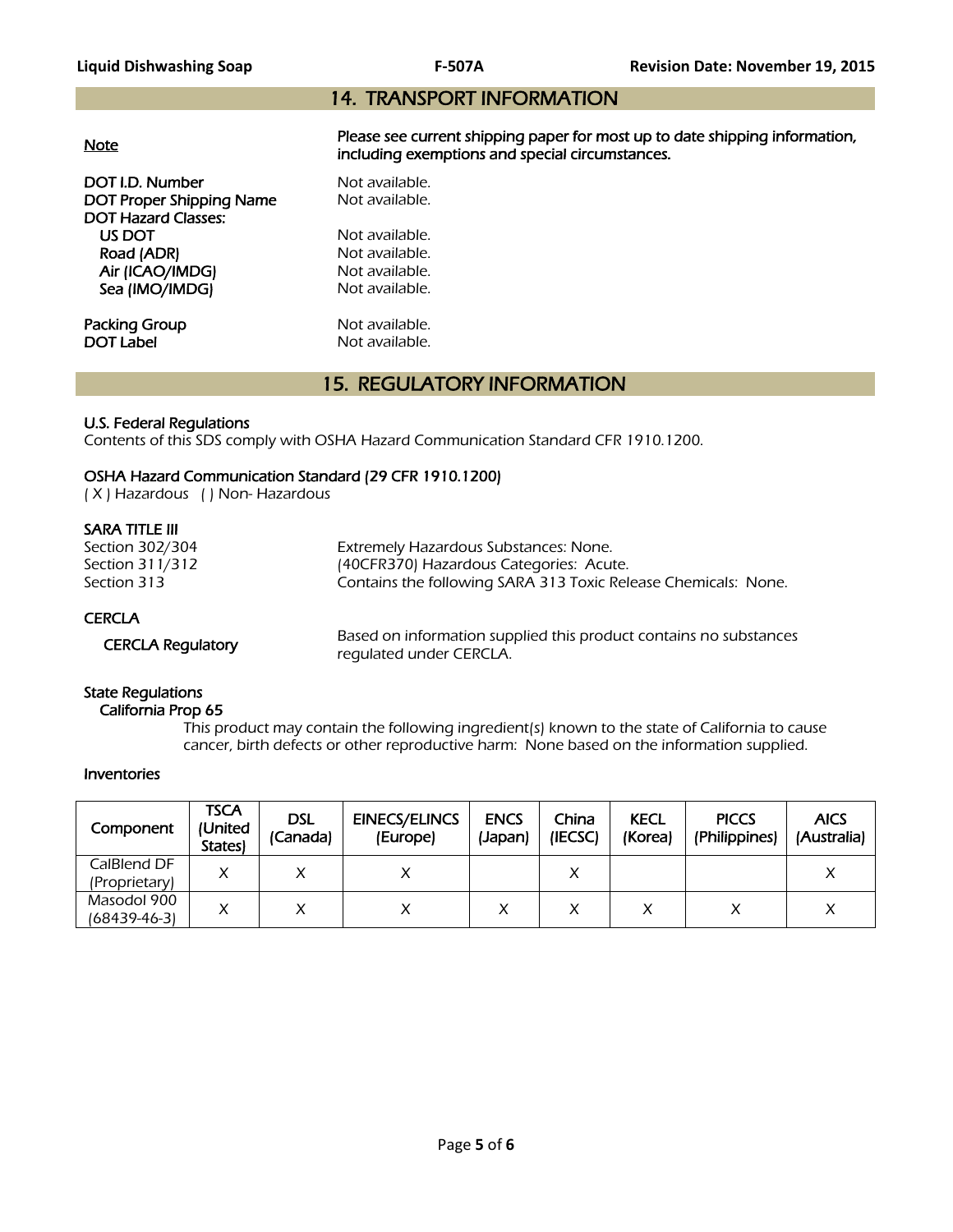## 14. TRANSPORT INFORMATION

**Note** — **Please see current shipping paper for most up to date shipping information, including exemptions and special circumstances.**

**DOT I.D. Number** — Not available.
**DOT Proper Shipping Name** — Not available.
**DOT Hazard Classes:**
- **US DOT** — Not available.
- **Road (ADR)** — Not available.
- **Air (ICAO/IMDG)** — Not available.
- **Sea (IMO/IMDG)** — Not available.

**Packing Group** — Not available.
**DOT Label** — Not available.

## 15. REGULATORY INFORMATION

### U.S. Federal Regulations

*Contents of this SDS comply with OSHA Hazard Communication Standard CFR 1910.1200.*

### OSHA Hazard Communication Standard (29 CFR 1910.1200)

*( X ) Hazardous ( ) Non- Hazardous*

### SARA TITLE III

| | |
|---|---|
| Section 302/304 | Extremely Hazardous Substances: None. |
| Section 311/312 | (40CFR370) Hazardous Categories: Acute. |
| Section 313 | Contains the following SARA 313 Toxic Release Chemicals: None. |

### CERCLA

**CERCLA Regulatory** — Based on information supplied this product contains no substances regulated under CERCLA.

### State Regulations

**California Prop 65**

*This product may contain the following ingredient(s) known to the state of California to cause cancer, birth defects or other reproductive harm: None based on the information supplied.*

### Inventories

| Component | TSCA (United States) | DSL (Canada) | EINECS/ELINCS (Europe) | ENCS (Japan) | China (IECSC) | KECL (Korea) | PICCS (Philippines) | AICS (Australia) |
|---|---|---|---|---|---|---|---|---|
| CalBlend DF (Proprietary) | X | X | X | | X | | | X |
| Masodol 900 (68439-46-3) | X | X | X | X | X | X | X | X |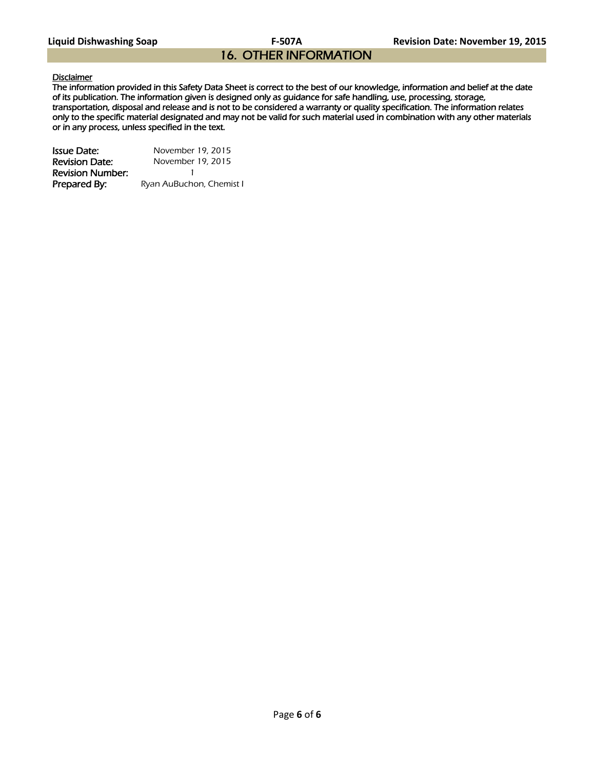## 16. OTHER INFORMATION

Disclaimer

The information provided in this Safety Data Sheet is correct to the best of our knowledge, information and belief at the date of its publication. The information given is designed only as guidance for safe handling, use, processing, storage, transportation, disposal and release and is not to be considered a warranty or quality specification. The information relates only to the specific material designated and may not be valid for such material used in combination with any other materials or in any process, unless specified in the text.

| | |
|---|---|
| Issue Date: | November 19, 2015 |
| Revision Date: | November 19, 2015 |
| Revision Number: | 1 |
| Prepared By: | Ryan AuBuchon, Chemist I |